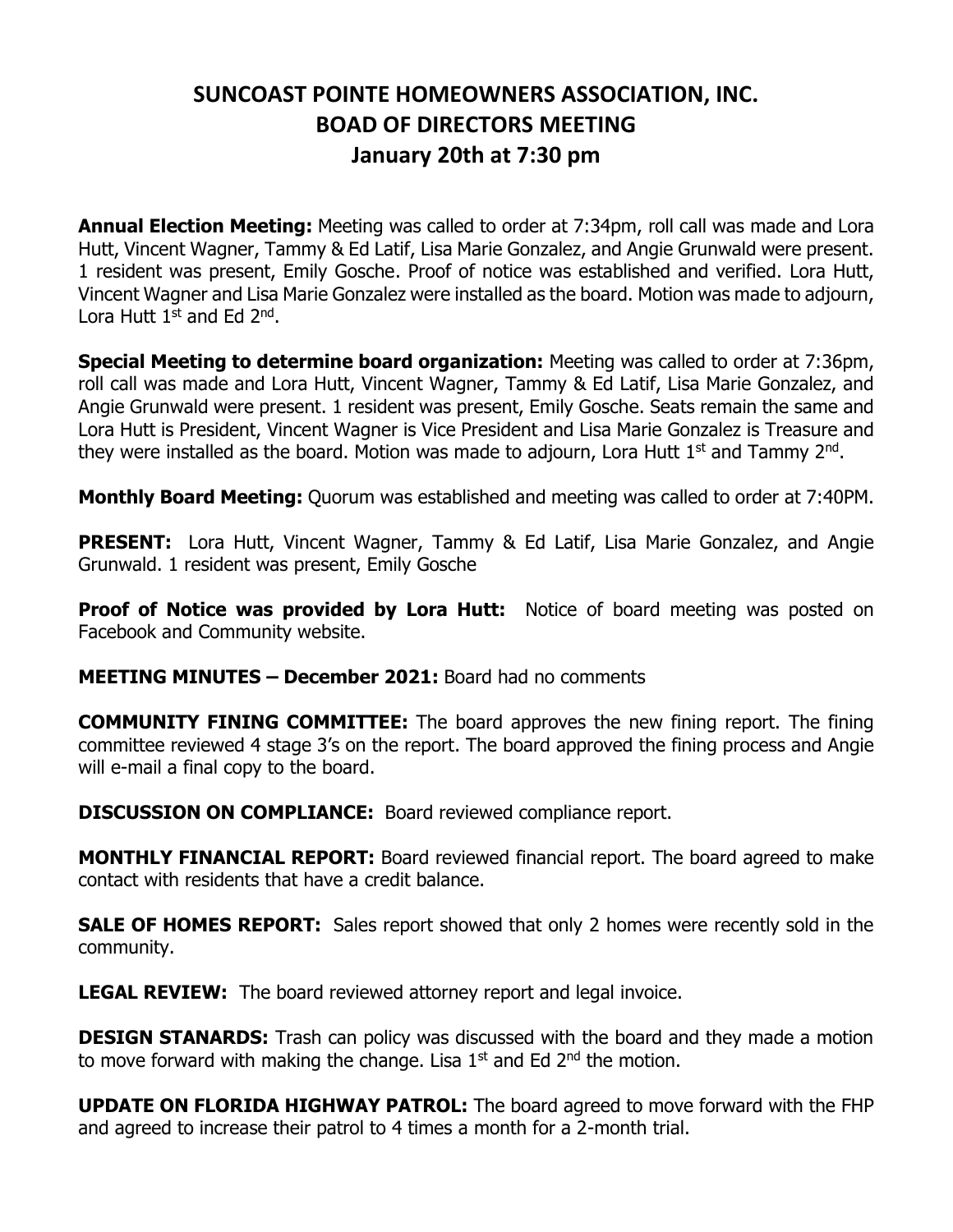# SUNCOAST POINTE HOMEOWNERS ASSOCIATION, INC.
# BOAD OF DIRECTORS MEETING
# January 20th at 7:30 pm

**Annual Election Meeting:** Meeting was called to order at 7:34pm, roll call was made and Lora Hutt, Vincent Wagner, Tammy & Ed Latif, Lisa Marie Gonzalez, and Angie Grunwald were present. 1 resident was present, Emily Gosche. Proof of notice was established and verified. Lora Hutt, Vincent Wagner and Lisa Marie Gonzalez were installed as the board. Motion was made to adjourn, Lora Hutt 1st and Ed 2nd.

**Special Meeting to determine board organization:** Meeting was called to order at 7:36pm, roll call was made and Lora Hutt, Vincent Wagner, Tammy & Ed Latif, Lisa Marie Gonzalez, and Angie Grunwald were present. 1 resident was present, Emily Gosche. Seats remain the same and Lora Hutt is President, Vincent Wagner is Vice President and Lisa Marie Gonzalez is Treasure and they were installed as the board. Motion was made to adjourn, Lora Hutt 1st and Tammy 2nd.

**Monthly Board Meeting:** Quorum was established and meeting was called to order at 7:40PM.

**PRESENT:** Lora Hutt, Vincent Wagner, Tammy & Ed Latif, Lisa Marie Gonzalez, and Angie Grunwald. 1 resident was present, Emily Gosche

**Proof of Notice was provided by Lora Hutt:** Notice of board meeting was posted on Facebook and Community website.

**MEETING MINUTES – December 2021:** Board had no comments

**COMMUNITY FINING COMMITTEE:** The board approves the new fining report. The fining committee reviewed 4 stage 3's on the report. The board approved the fining process and Angie will e-mail a final copy to the board.

**DISCUSSION ON COMPLIANCE:** Board reviewed compliance report.

**MONTHLY FINANCIAL REPORT:** Board reviewed financial report. The board agreed to make contact with residents that have a credit balance.

**SALE OF HOMES REPORT:** Sales report showed that only 2 homes were recently sold in the community.

**LEGAL REVIEW:** The board reviewed attorney report and legal invoice.

**DESIGN STANARDS:** Trash can policy was discussed with the board and they made a motion to move forward with making the change. Lisa 1st and Ed 2nd the motion.

**UPDATE ON FLORIDA HIGHWAY PATROL:** The board agreed to move forward with the FHP and agreed to increase their patrol to 4 times a month for a 2-month trial.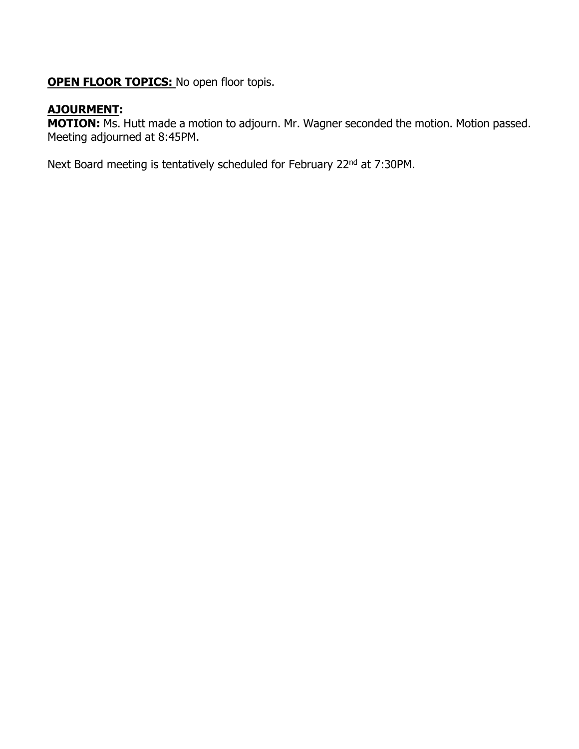**OPEN FLOOR TOPICS:** No open floor topis.

**AJOURMENT:**

**MOTION:** Ms. Hutt made a motion to adjourn. Mr. Wagner seconded the motion. Motion passed. Meeting adjourned at 8:45PM.

Next Board meeting is tentatively scheduled for February 22nd at 7:30PM.